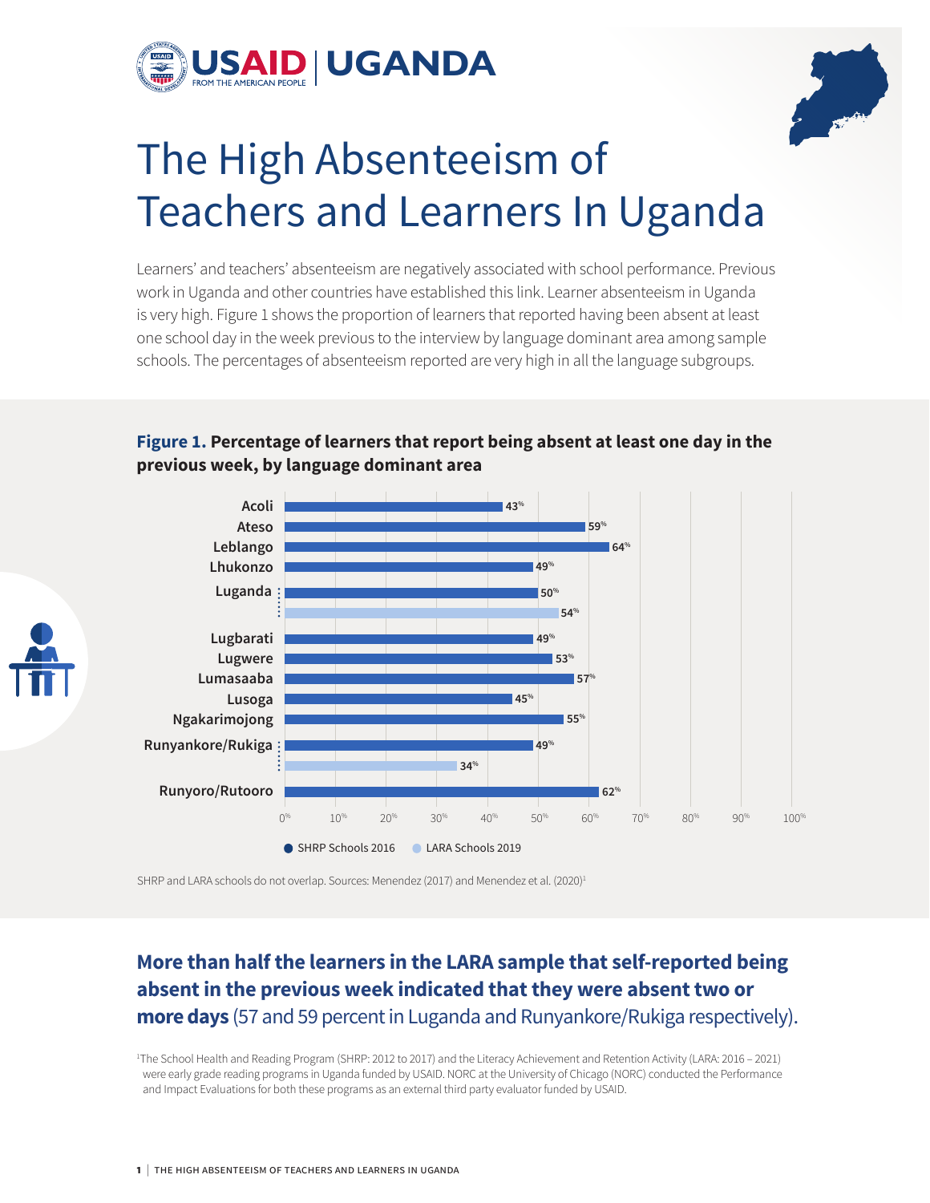# The High Absenteeism of Teachers and Learners In Uganda

Learners' and teachers' absenteeism are negatively associated with school performance. Previous work in Uganda and other countries have established this link. Learner absenteeism in Uganda is very high. Figure 1 shows the proportion of learners that reported having been absent at least one school day in the week previous to the interview by language dominant area among sample schools. The percentages of absenteeism reported are very high in all the language subgroups.

**Figure 1. Percentage of learners that report being absent at least one day in the previous week, by language dominant area**

| Language dominant area | SHRP Schools 2016 | LARA Schools 2019 |
|---|---|---|
| Acoli | 43% | |
| Ateso | 59% | |
| Leblango | 64% | |
| Lhukonzo | 49% | |
| Luganda | 50% | 54% |
| Lugbarati | 49% | |
| Lugwere | 53% | |
| Lumasaaba | 57% | |
| Lusoga | 45% | |
| Ngakarimojong | 55% | |
| Runyankore/Rukiga | 49% | 34% |
| Runyoro/Rutooro | 62% | |

SHRP and LARA schools do not overlap. Sources: Menendez (2017) and Menendez et al. (2020)[1]

## More than half the learners in the LARA sample that self-reported being absent in the previous week indicated that they were absent two or more days (57 and 59 percent in Luganda and Runyankore/Rukiga respectively).

[1]The School Health and Reading Program (SHRP: 2012 to 2017) and the Literacy Achievement and Retention Activity (LARA: 2016 – 2021) were early grade reading programs in Uganda funded by USAID. NORC at the University of Chicago (NORC) conducted the Performance and Impact Evaluations for both these programs as an external third party evaluator funded by USAID.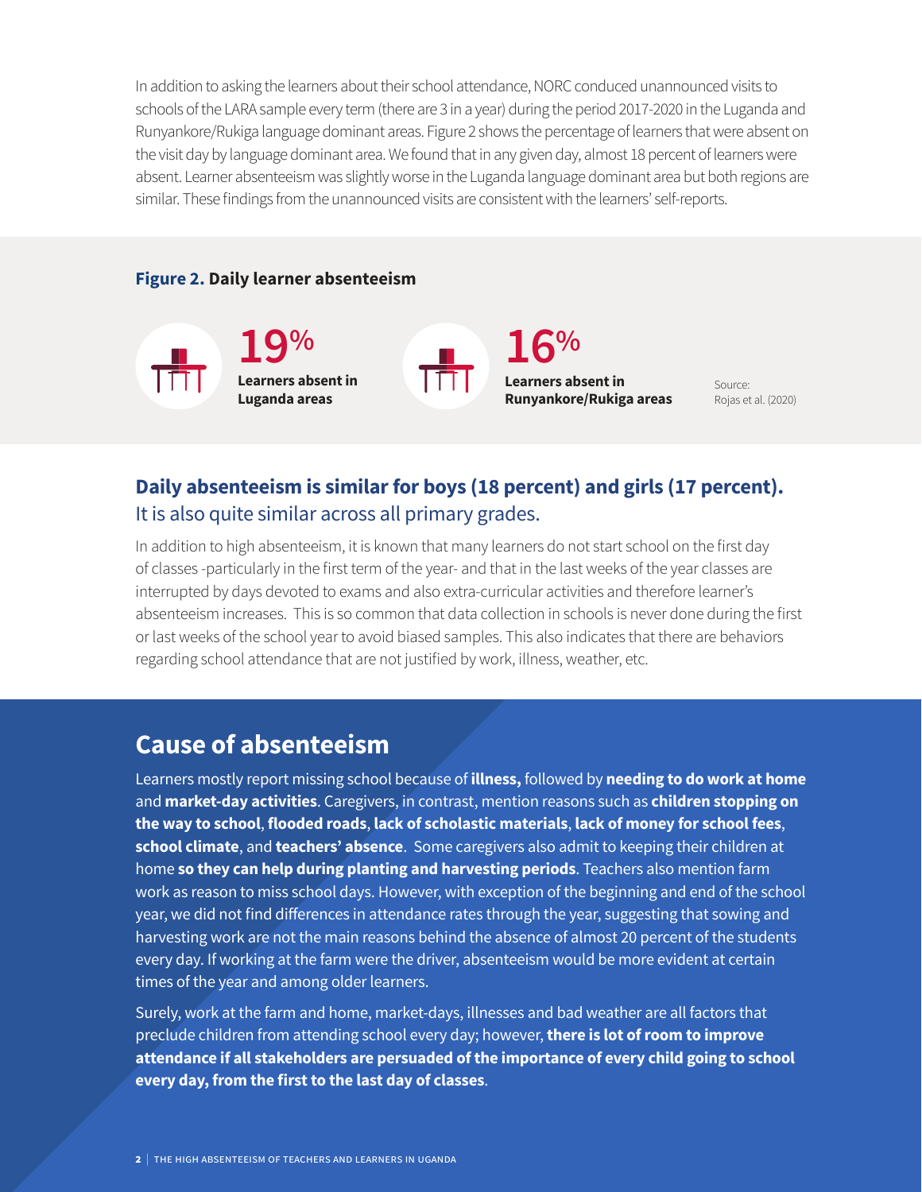In addition to asking the learners about their school attendance, NORC conduced unannounced visits to schools of the LARA sample every term (there are 3 in a year) during the period 2017-2020 in the Luganda and Runyankore/Rukiga language dominant areas. Figure 2 shows the percentage of learners that were absent on the visit day by language dominant area. We found that in any given day, almost 18 percent of learners were absent. Learner absenteeism was slightly worse in the Luganda language dominant area but both regions are similar. These findings from the unannounced visits are consistent with the learners' self-reports.

**Figure 2. Daily learner absenteeism**

**19%**
**Learners absent in Luganda areas**

**16%**
**Learners absent in Runyankore/Rukiga areas**

Source: Rojas et al. (2020)

## Daily absenteeism is similar for boys (18 percent) and girls (17 percent).
It is also quite similar across all primary grades.

In addition to high absenteeism, it is known that many learners do not start school on the first day of classes -particularly in the first term of the year- and that in the last weeks of the year classes are interrupted by days devoted to exams and also extra-curricular activities and therefore learner's absenteeism increases. This is so common that data collection in schools is never done during the first or last weeks of the school year to avoid biased samples. This also indicates that there are behaviors regarding school attendance that are not justified by work, illness, weather, etc.

## Cause of absenteeism

Learners mostly report missing school because of **illness,** followed by **needing to do work at home** and **market-day activities**. Caregivers, in contrast, mention reasons such as **children stopping on the way to school**, **flooded roads**, **lack of scholastic materials**, **lack of money for school fees**, **school climate**, and **teachers' absence**. Some caregivers also admit to keeping their children at home **so they can help during planting and harvesting periods**. Teachers also mention farm work as reason to miss school days. However, with exception of the beginning and end of the school year, we did not find differences in attendance rates through the year, suggesting that sowing and harvesting work are not the main reasons behind the absence of almost 20 percent of the students every day. If working at the farm were the driver, absenteeism would be more evident at certain times of the year and among older learners.

Surely, work at the farm and home, market-days, illnesses and bad weather are all factors that preclude children from attending school every day; however, **there is lot of room to improve attendance if all stakeholders are persuaded of the importance of every child going to school every day, from the first to the last day of classes**.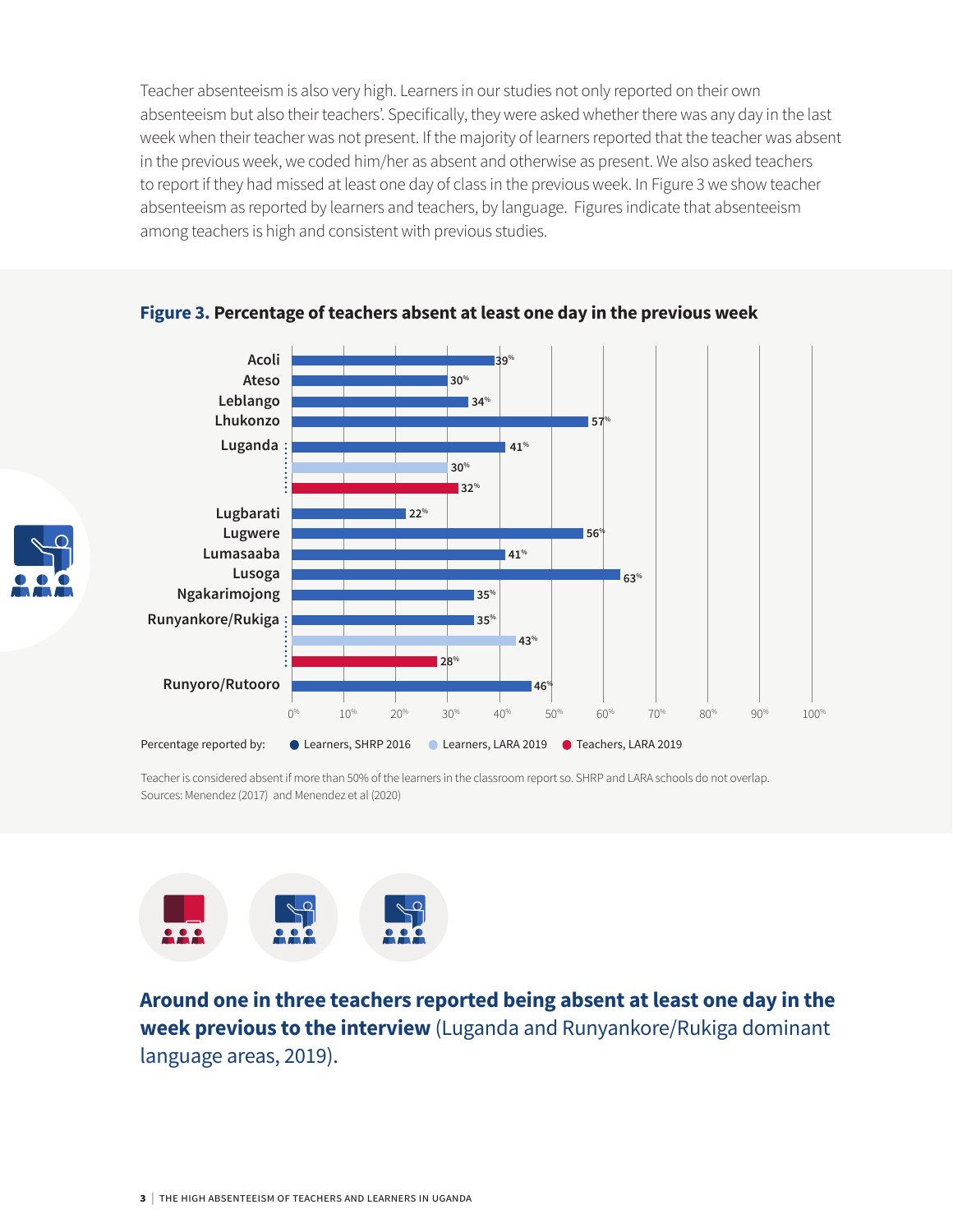Teacher absenteeism is also very high. Learners in our studies not only reported on their own absenteeism but also their teachers'. Specifically, they were asked whether there was any day in the last week when their teacher was not present. If the majority of learners reported that the teacher was absent in the previous week, we coded him/her as absent and otherwise as present. We also asked teachers to report if they had missed at least one day of class in the previous week. In Figure 3 we show teacher absenteeism as reported by learners and teachers, by language. Figures indicate that absenteeism among teachers is high and consistent with previous studies.

**Figure 3. Percentage of teachers absent at least one day in the previous week**

| Language | Learners, SHRP 2016 | Learners, LARA 2019 | Teachers, LARA 2019 |
|---|---|---|---|
| Acoli | 39% | | |
| Ateso | 30% | | |
| Leblango | 34% | | |
| Lhukonzo | 57% | | |
| Luganda | 41% | 30% | 32% |
| Lugbarati | 22% | | |
| Lugwere | 56% | | |
| Lumasaaba | 41% | | |
| Lusoga | 63% | | |
| Ngakarimojong | 35% | | |
| Runyankore/Rukiga | 35% | 43% | 28% |
| Runyoro/Rutooro | 46% | | |

Teacher is considered absent if more than 50% of the learners in the classroom report so. SHRP and LARA schools do not overlap.
Sources: Menendez (2017) and Menendez et al (2020)

**Around one in three teachers reported being absent at least one day in the week previous to the interview** (Luganda and Runyankore/Rukiga dominant language areas, 2019).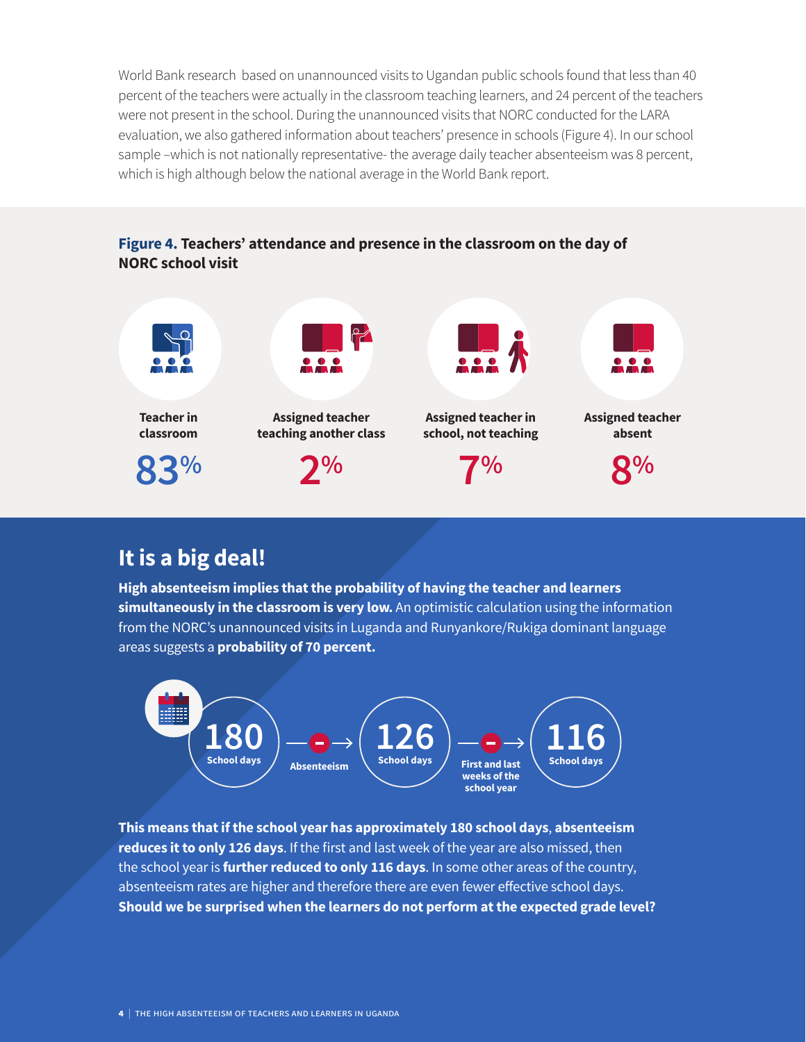World Bank research based on unannounced visits to Ugandan public schools found that less than 40 percent of the teachers were actually in the classroom teaching learners, and 24 percent of the teachers were not present in the school. During the unannounced visits that NORC conducted for the LARA evaluation, we also gathered information about teachers' presence in schools (Figure 4). In our school sample –which is not nationally representative- the average daily teacher absenteeism was 8 percent, which is high although below the national average in the World Bank report.

**Figure 4. Teachers' attendance and presence in the classroom on the day of NORC school visit**

| Teacher in classroom | Assigned teacher teaching another class | Assigned teacher in school, not teaching | Assigned teacher absent |
|---|---|---|---|
| 83% | 2% | 7% | 8% |

## It is a big deal!

**High absenteeism implies that the probability of having the teacher and learners simultaneously in the classroom is very low.** An optimistic calculation using the information from the NORC's unannounced visits in Luganda and Runyankore/Rukiga dominant language areas suggests a **probability of 70 percent.**

**180** School days → − Absenteeism → **126** School days → − First and last weeks of the school year → **116** School days

**This means that if the school year has approximately 180 school days**, **absenteeism reduces it to only 126 days**. If the first and last week of the year are also missed, then the school year is **further reduced to only 116 days**. In some other areas of the country, absenteeism rates are higher and therefore there are even fewer effective school days. **Should we be surprised when the learners do not perform at the expected grade level?**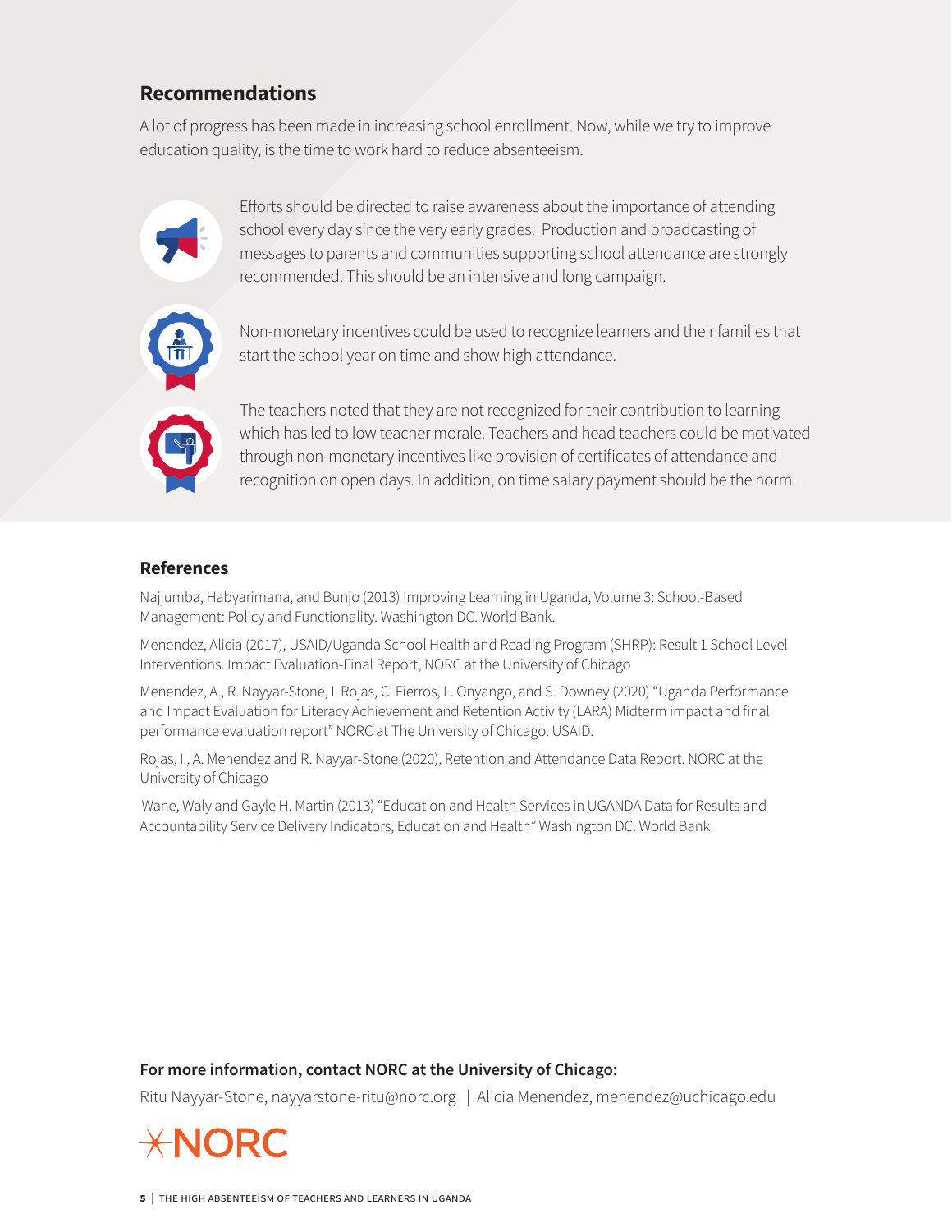## Recommendations

A lot of progress has been made in increasing school enrollment. Now, while we try to improve education quality, is the time to work hard to reduce absenteeism.

Efforts should be directed to raise awareness about the importance of attending school every day since the very early grades. Production and broadcasting of messages to parents and communities supporting school attendance are strongly recommended. This should be an intensive and long campaign.

Non-monetary incentives could be used to recognize learners and their families that start the school year on time and show high attendance.

The teachers noted that they are not recognized for their contribution to learning which has led to low teacher morale. Teachers and head teachers could be motivated through non-monetary incentives like provision of certificates of attendance and recognition on open days. In addition, on time salary payment should be the norm.

## References

Najjumba, Habyarimana, and Bunjo (2013) Improving Learning in Uganda, Volume 3: School-Based Management: Policy and Functionality. Washington DC. World Bank.

Menendez, Alicia (2017), USAID/Uganda School Health and Reading Program (SHRP): Result 1 School Level Interventions. Impact Evaluation-Final Report, NORC at the University of Chicago

Menendez, A., R. Nayyar-Stone, I. Rojas, C. Fierros, L. Onyango, and S. Downey (2020) "Uganda Performance and Impact Evaluation for Literacy Achievement and Retention Activity (LARA) Midterm impact and final performance evaluation report" NORC at The University of Chicago. USAID.

Rojas, I., A. Menendez and R. Nayyar-Stone (2020), Retention and Attendance Data Report. NORC at the University of Chicago

Wane, Waly and Gayle H. Martin (2013) "Education and Health Services in UGANDA Data for Results and Accountability Service Delivery Indicators, Education and Health" Washington DC. World Bank

**For more information, contact NORC at the University of Chicago:**

Ritu Nayyar-Stone, nayyarstone-ritu@norc.org | Alicia Menendez, menendez@uchicago.edu

NORC